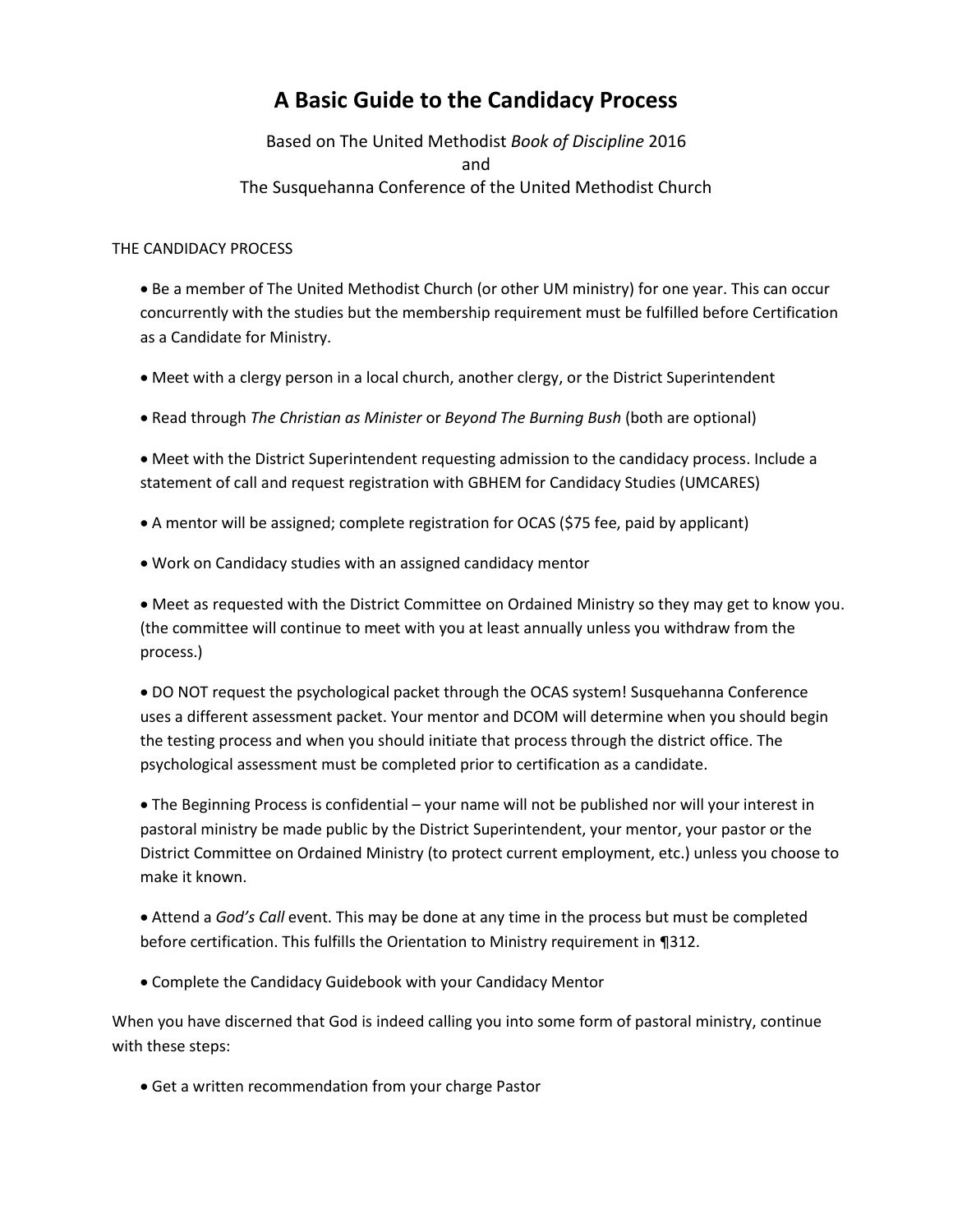# A Basic Guide to the Candidacy Process

Based on The United Methodist *Book of Discipline* 2016
and
The Susquehanna Conference of the United Methodist Church

THE CANDIDACY PROCESS

- Be a member of The United Methodist Church (or other UM ministry) for one year. This can occur concurrently with the studies but the membership requirement must be fulfilled before Certification as a Candidate for Ministry.

- Meet with a clergy person in a local church, another clergy, or the District Superintendent

- Read through *The Christian as Minister* or *Beyond The Burning Bush* (both are optional)

- Meet with the District Superintendent requesting admission to the candidacy process. Include a statement of call and request registration with GBHEM for Candidacy Studies (UMCARES)

- A mentor will be assigned; complete registration for OCAS ($75 fee, paid by applicant)

- Work on Candidacy studies with an assigned candidacy mentor

- Meet as requested with the District Committee on Ordained Ministry so they may get to know you. (the committee will continue to meet with you at least annually unless you withdraw from the process.)

- DO NOT request the psychological packet through the OCAS system! Susquehanna Conference uses a different assessment packet. Your mentor and DCOM will determine when you should begin the testing process and when you should initiate that process through the district office. The psychological assessment must be completed prior to certification as a candidate.

- The Beginning Process is confidential – your name will not be published nor will your interest in pastoral ministry be made public by the District Superintendent, your mentor, your pastor or the District Committee on Ordained Ministry (to protect current employment, etc.) unless you choose to make it known.

- Attend a *God's Call* event. This may be done at any time in the process but must be completed before certification. This fulfills the Orientation to Ministry requirement in ¶312.

- Complete the Candidacy Guidebook with your Candidacy Mentor

When you have discerned that God is indeed calling you into some form of pastoral ministry, continue with these steps:

- Get a written recommendation from your charge Pastor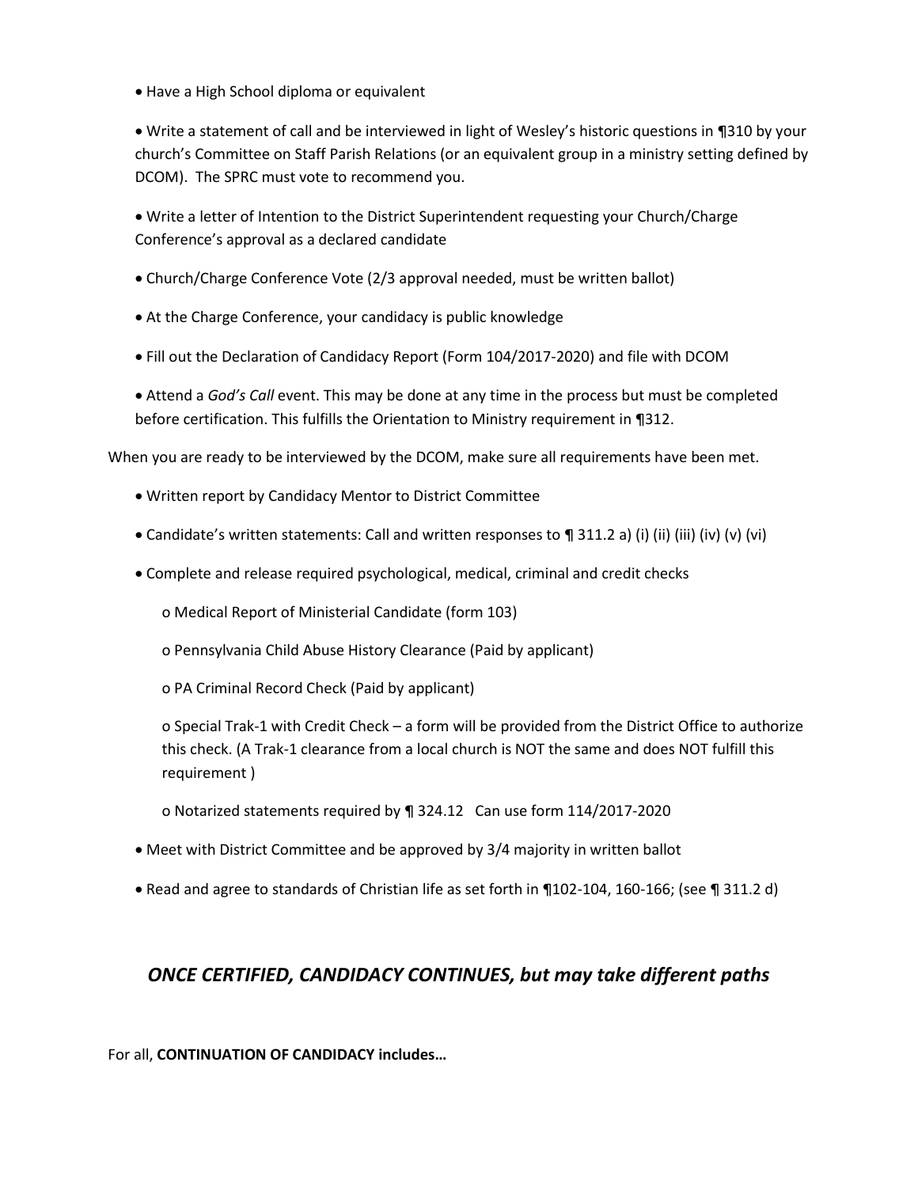- Have a High School diploma or equivalent
- Write a statement of call and be interviewed in light of Wesley's historic questions in ¶310 by your church's Committee on Staff Parish Relations (or an equivalent group in a ministry setting defined by DCOM). The SPRC must vote to recommend you.
- Write a letter of Intention to the District Superintendent requesting your Church/Charge Conference's approval as a declared candidate
- Church/Charge Conference Vote (2/3 approval needed, must be written ballot)
- At the Charge Conference, your candidacy is public knowledge
- Fill out the Declaration of Candidacy Report (Form 104/2017-2020) and file with DCOM
- Attend a *God's Call* event. This may be done at any time in the process but must be completed before certification. This fulfills the Orientation to Ministry requirement in ¶312.

When you are ready to be interviewed by the DCOM, make sure all requirements have been met.

- Written report by Candidacy Mentor to District Committee
- Candidate's written statements: Call and written responses to ¶ 311.2 a) (i) (ii) (iii) (iv) (v) (vi)
- Complete and release required psychological, medical, criminal and credit checks
    - Medical Report of Ministerial Candidate (form 103)
    - Pennsylvania Child Abuse History Clearance (Paid by applicant)
    - PA Criminal Record Check (Paid by applicant)
    - Special Trak-1 with Credit Check – a form will be provided from the District Office to authorize this check. (A Trak-1 clearance from a local church is NOT the same and does NOT fulfill this requirement )
    - Notarized statements required by ¶ 324.12 Can use form 114/2017-2020
- Meet with District Committee and be approved by 3/4 majority in written ballot
- Read and agree to standards of Christian life as set forth in ¶102-104, 160-166; (see ¶ 311.2 d)

## *ONCE CERTIFIED, CANDIDACY CONTINUES, but may take different paths*

For all, **CONTINUATION OF CANDIDACY includes…**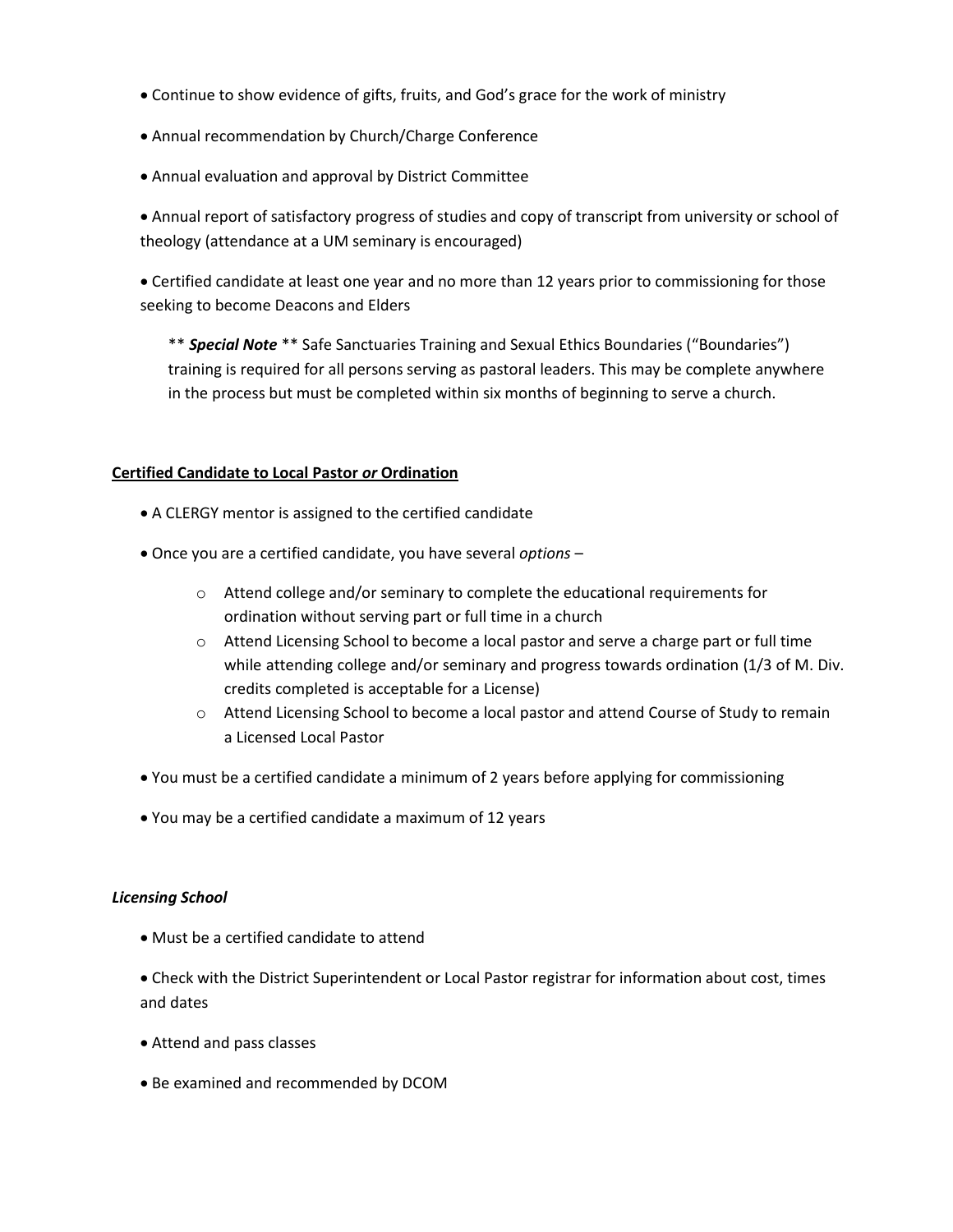- Continue to show evidence of gifts, fruits, and God's grace for the work of ministry
- Annual recommendation by Church/Charge Conference
- Annual evaluation and approval by District Committee
- Annual report of satisfactory progress of studies and copy of transcript from university or school of theology (attendance at a UM seminary is encouraged)
- Certified candidate at least one year and no more than 12 years prior to commissioning for those seeking to become Deacons and Elders

  ** ***Special Note*** ** Safe Sanctuaries Training and Sexual Ethics Boundaries ("Boundaries") training is required for all persons serving as pastoral leaders. This may be complete anywhere in the process but must be completed within six months of beginning to serve a church.

**<u>Certified Candidate to Local Pastor *or* Ordination</u>**

- A CLERGY mentor is assigned to the certified candidate
- Once you are a certified candidate, you have several *options* –
  - Attend college and/or seminary to complete the educational requirements for ordination without serving part or full time in a church
  - Attend Licensing School to become a local pastor and serve a charge part or full time while attending college and/or seminary and progress towards ordination (1/3 of M. Div. credits completed is acceptable for a License)
  - Attend Licensing School to become a local pastor and attend Course of Study to remain a Licensed Local Pastor
- You must be a certified candidate a minimum of 2 years before applying for commissioning
- You may be a certified candidate a maximum of 12 years

***Licensing School***

- Must be a certified candidate to attend
- Check with the District Superintendent or Local Pastor registrar for information about cost, times and dates
- Attend and pass classes
- Be examined and recommended by DCOM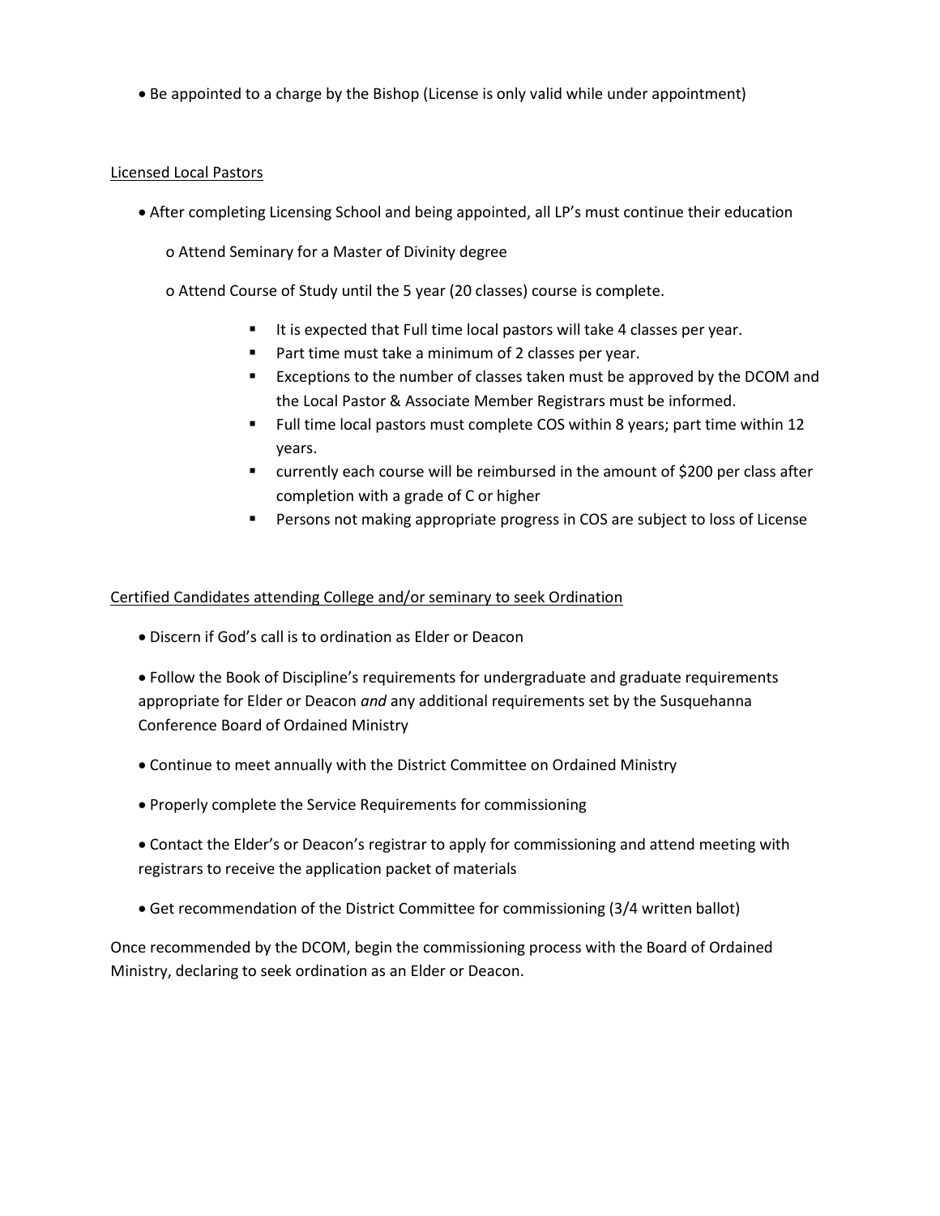- Be appointed to a charge by the Bishop (License is only valid while under appointment)

Licensed Local Pastors

- After completing Licensing School and being appointed, all LP's must continue their education
  - Attend Seminary for a Master of Divinity degree
  - Attend Course of Study until the 5 year (20 classes) course is complete.
    - It is expected that Full time local pastors will take 4 classes per year.
    - Part time must take a minimum of 2 classes per year.
    - Exceptions to the number of classes taken must be approved by the DCOM and the Local Pastor & Associate Member Registrars must be informed.
    - Full time local pastors must complete COS within 8 years; part time within 12 years.
    - currently each course will be reimbursed in the amount of $200 per class after completion with a grade of C or higher
    - Persons not making appropriate progress in COS are subject to loss of License

Certified Candidates attending College and/or seminary to seek Ordination

- Discern if God's call is to ordination as Elder or Deacon
- Follow the Book of Discipline's requirements for undergraduate and graduate requirements appropriate for Elder or Deacon *and* any additional requirements set by the Susquehanna Conference Board of Ordained Ministry
- Continue to meet annually with the District Committee on Ordained Ministry
- Properly complete the Service Requirements for commissioning
- Contact the Elder's or Deacon's registrar to apply for commissioning and attend meeting with registrars to receive the application packet of materials
- Get recommendation of the District Committee for commissioning (3/4 written ballot)

Once recommended by the DCOM, begin the commissioning process with the Board of Ordained Ministry, declaring to seek ordination as an Elder or Deacon.